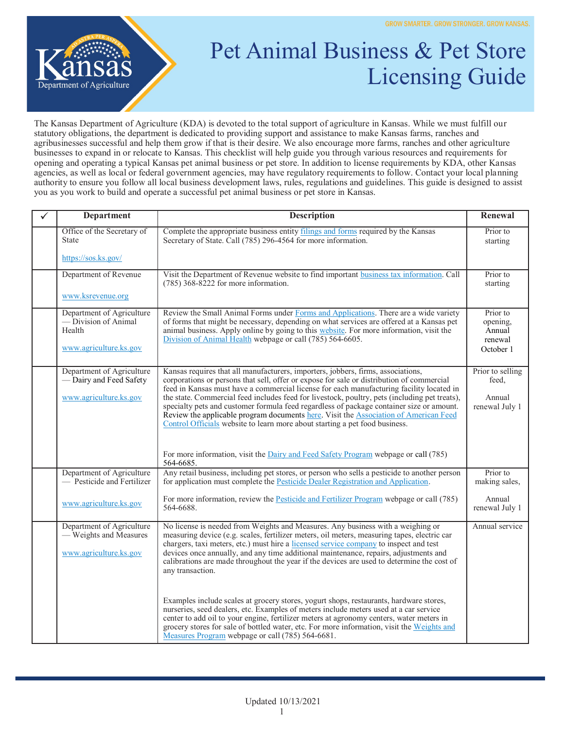GROW SMARTER. GROW STRONGER. GROW KANSAS.

# Pet Animal Business & Pet Store Licensing Guide

The Kansas Department of Agriculture (KDA) is devoted to the total support of agriculture in Kansas. While we must fulfill our statutory obligations, the department is dedicated to providing support and assistance to make Kansas farms, ranches and agribusinesses successful and help them grow if that is their desire. We also encourage more farms, ranches and other agriculture businesses to expand in or relocate to Kansas. This checklist will help guide you through various resources and requirements for opening and operating a typical Kansas pet animal business or pet store. In addition to license requirements by KDA, other Kansas agencies, as well as local or federal government agencies, may have regulatory requirements to follow. Contact your local planning authority to ensure you follow all local business development laws, rules, regulations and guidelines. This guide is designed to assist you as you work to build and operate a successful pet animal business or pet store in Kansas.

| ✓ | Department | Description | Renewal |
|---|---|---|---|
| | Office of the Secretary of State<br><br>https://sos.ks.gov/ | Complete the appropriate business entity filings and forms required by the Kansas Secretary of State. Call (785) 296-4564 for more information. | Prior to starting |
| | Department of Revenue<br><br>www.ksrevenue.org | Visit the Department of Revenue website to find important business tax information. Call (785) 368-8222 for more information. | Prior to starting |
| | Department of Agriculture — Division of Animal Health<br><br>www.agriculture.ks.gov | Review the Small Animal Forms under Forms and Applications. There are a wide variety of forms that might be necessary, depending on what services are offered at a Kansas pet animal business. Apply online by going to this website. For more information, visit the Division of Animal Health webpage or call (785) 564-6605. | Prior to opening, Annual renewal October 1 |
| | Department of Agriculture — Dairy and Feed Safety<br><br>www.agriculture.ks.gov | Kansas requires that all manufacturers, importers, jobbers, firms, associations, corporations or persons that sell, offer or expose for sale or distribution of commercial feed in Kansas must have a commercial license for each manufacturing facility located in the state. Commercial feed includes feed for livestock, poultry, pets (including pet treats), specialty pets and customer formula feed regardless of package container size or amount. Review the applicable program documents here. Visit the Association of American Feed Control Officials website to learn more about starting a pet food business.<br><br>For more information, visit the Dairy and Feed Safety Program webpage or call (785) 564-6685. | Prior to selling feed,<br><br>Annual renewal July 1 |
| | Department of Agriculture — Pesticide and Fertilizer<br><br>www.agriculture.ks.gov | Any retail business, including pet stores, or person who sells a pesticide to another person for application must complete the Pesticide Dealer Registration and Application.<br><br>For more information, review the Pesticide and Fertilizer Program webpage or call (785) 564-6688. | Prior to making sales,<br><br>Annual renewal July 1 |
| | Department of Agriculture — Weights and Measures<br><br>www.agriculture.ks.gov | No license is needed from Weights and Measures. Any business with a weighing or measuring device (e.g. scales, fertilizer meters, oil meters, measuring tapes, electric car chargers, taxi meters, etc.) must hire a licensed service company to inspect and test devices once annually, and any time additional maintenance, repairs, adjustments and calibrations are made throughout the year if the devices are used to determine the cost of any transaction.<br><br>Examples include scales at grocery stores, yogurt shops, restaurants, hardware stores, nurseries, seed dealers, etc. Examples of meters include meters used at a car service center to add oil to your engine, fertilizer meters at agronomy centers, water meters in grocery stores for sale of bottled water, etc. For more information, visit the Weights and Measures Program webpage or call (785) 564-6681. | Annual service |

Updated 10/13/2021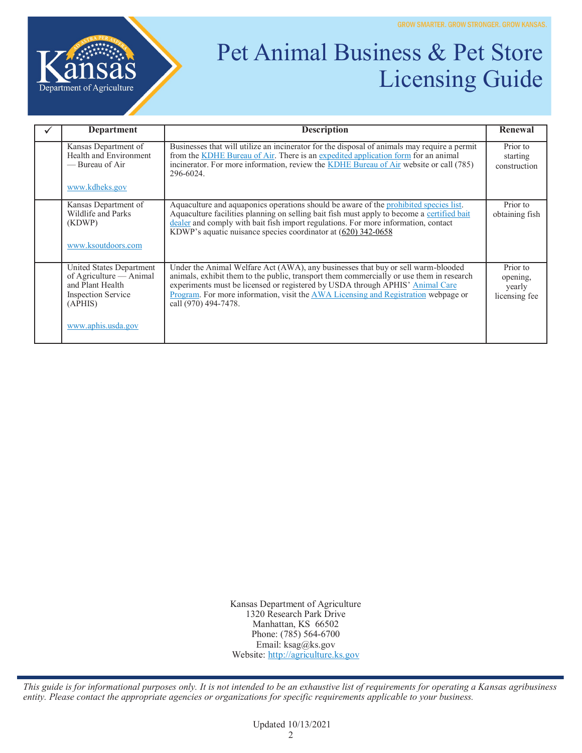# Pet Animal Business & Pet Store Licensing Guide

GROW SMARTER. GROW STRONGER. GROW KANSAS.

| ✓ | Department | Description | Renewal |
|---|---|---|---|
| | Kansas Department of Health and Environment — Bureau of Air<br><br>www.kdheks.gov | Businesses that will utilize an incinerator for the disposal of animals may require a permit from the KDHE Bureau of Air. There is an expedited application form for an animal incinerator. For more information, review the KDHE Bureau of Air website or call (785) 296-6024. | Prior to starting construction |
| | Kansas Department of Wildlife and Parks (KDWP)<br><br>www.ksoutdoors.com | Aquaculture and aquaponics operations should be aware of the prohibited species list. Aquaculture facilities planning on selling bait fish must apply to become a certified bait dealer and comply with bait fish import regulations. For more information, contact KDWP's aquatic nuisance species coordinator at (620) 342-0658 | Prior to obtaining fish |
| | United States Department of Agriculture — Animal and Plant Health Inspection Service (APHIS)<br><br>www.aphis.usda.gov | Under the Animal Welfare Act (AWA), any businesses that buy or sell warm-blooded animals, exhibit them to the public, transport them commercially or use them in research experiments must be licensed or registered by USDA through APHIS' Animal Care Program. For more information, visit the AWA Licensing and Registration webpage or call (970) 494-7478. | Prior to opening, yearly licensing fee |

Kansas Department of Agriculture
1320 Research Park Drive
Manhattan, KS 66502
Phone: (785) 564-6700
Email: ksag@ks.gov
Website: http://agriculture.ks.gov

*This guide is for informational purposes only. It is not intended to be an exhaustive list of requirements for operating a Kansas agribusiness entity. Please contact the appropriate agencies or organizations for specific requirements applicable to your business.*

Updated 10/13/2021